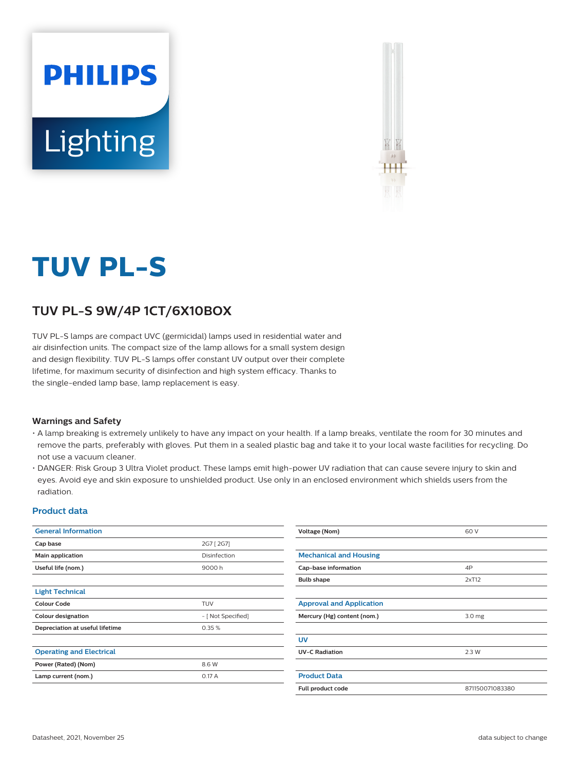# TUV PL-S

## TUV PL-S 9W/4P 1CT/6X10BOX

TUV PL-S lamps are compact UVC (germicidal) lamps used in residential water and air disinfection units. The compact size of the lamp allows for a small system design and design flexibility. TUV PL-S lamps offer constant UV output over their complete lifetime, for maximum security of disinfection and high system efficacy. Thanks to the single-ended lamp base, lamp replacement is easy.

### Warnings and Safety

- A lamp breaking is extremely unlikely to have any impact on your health. If a lamp breaks, ventilate the room for 30 minutes and remove the parts, preferably with gloves. Put them in a sealed plastic bag and take it to your local waste facilities for recycling. Do not use a vacuum cleaner.
- DANGER: Risk Group 3 Ultra Violet product. These lamps emit high-power UV radiation that can cause severe injury to skin and eyes. Avoid eye and skin exposure to unshielded product. Use only in an enclosed environment which shields users from the radiation.

### Product data

| General Information | |
|---|---|
| Cap base | 2G7 [ 2G7] |
| Main application | Disinfection |
| Useful life (nom.) | 9000 h |

| Light Technical | |
|---|---|
| Colour Code | TUV |
| Colour designation | - [ Not Specified] |
| Depreciation at useful lifetime | 0.35 % |

| Operating and Electrical | |
|---|---|
| Power (Rated) (Nom) | 8.6 W |
| Lamp current (nom.) | 0.17 A |
| Voltage (Nom) | 60 V |

| Mechanical and Housing | |
|---|---|
| Cap-base information | 4P |
| Bulb shape | 2xT12 |

| Approval and Application | |
|---|---|
| Mercury (Hg) content (nom.) | 3.0 mg |

| UV | |
|---|---|
| UV-C Radiation | 2.3 W |

| Product Data | |
|---|---|
| Full product code | 871150071083380 |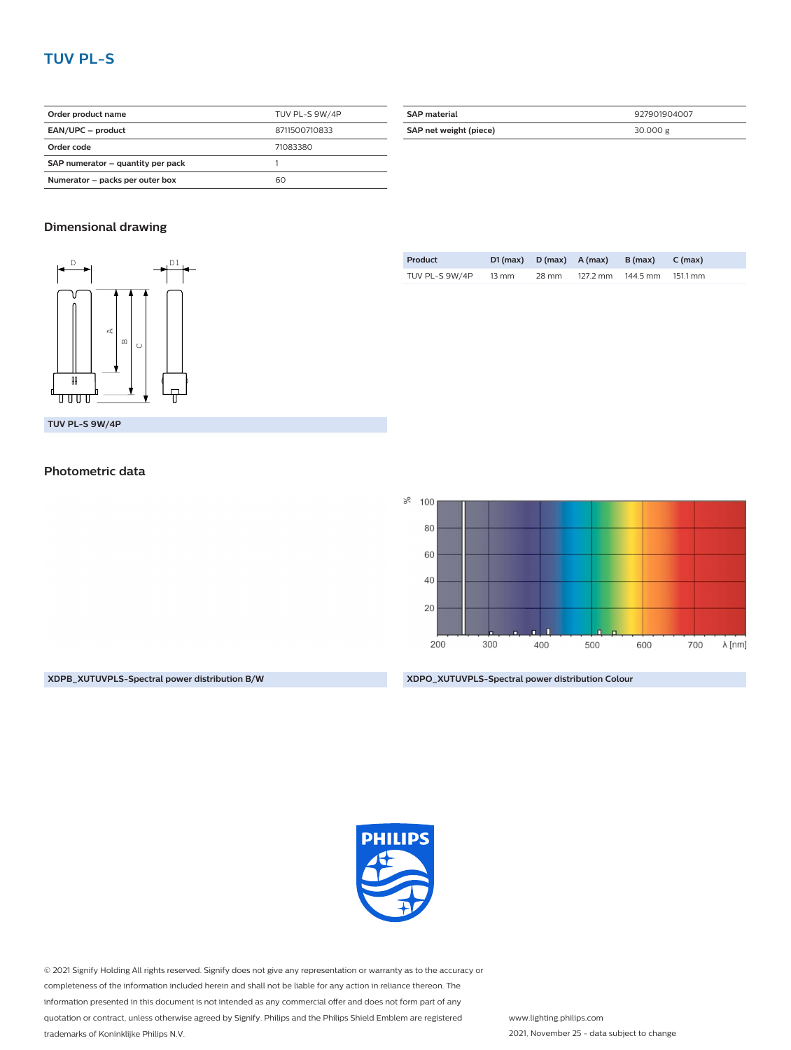# TUV PL-S

| Order product name | TUV PL-S 9W/4P |
|---|---|
| EAN/UPC – product | 8711500710833 |
| Order code | 71083380 |
| SAP numerator – quantity per pack | 1 |
| Numerator – packs per outer box | 60 |

| SAP material | 927901904007 |
|---|---|
| SAP net weight (piece) | 30.000 g |

## Dimensional drawing

D
D1
A
B
C

TUV PL-S 9W/4P

| Product | D1 (max) | D (max) | A (max) | B (max) | C (max) |
|---|---|---|---|---|---|
| TUV PL-S 9W/4P | 13 mm | 28 mm | 127.2 mm | 144.5 mm | 151.1 mm |

## Photometric data

XDPB_XUTUVPLS-Spectral power distribution B/W

%
100
80
60
40
20
200
300
400
500
600
700
λ [nm]

XDPO_XUTUVPLS-Spectral power distribution Colour

© 2021 Signify Holding All rights reserved. Signify does not give any representation or warranty as to the accuracy or completeness of the information included herein and shall not be liable for any action in reliance thereon. The information presented in this document is not intended as any commercial offer and does not form part of any quotation or contract, unless otherwise agreed by Signify. Philips and the Philips Shield Emblem are registered trademarks of Koninklijke Philips N.V.

www.lighting.philips.com
2021, November 25 - data subject to change